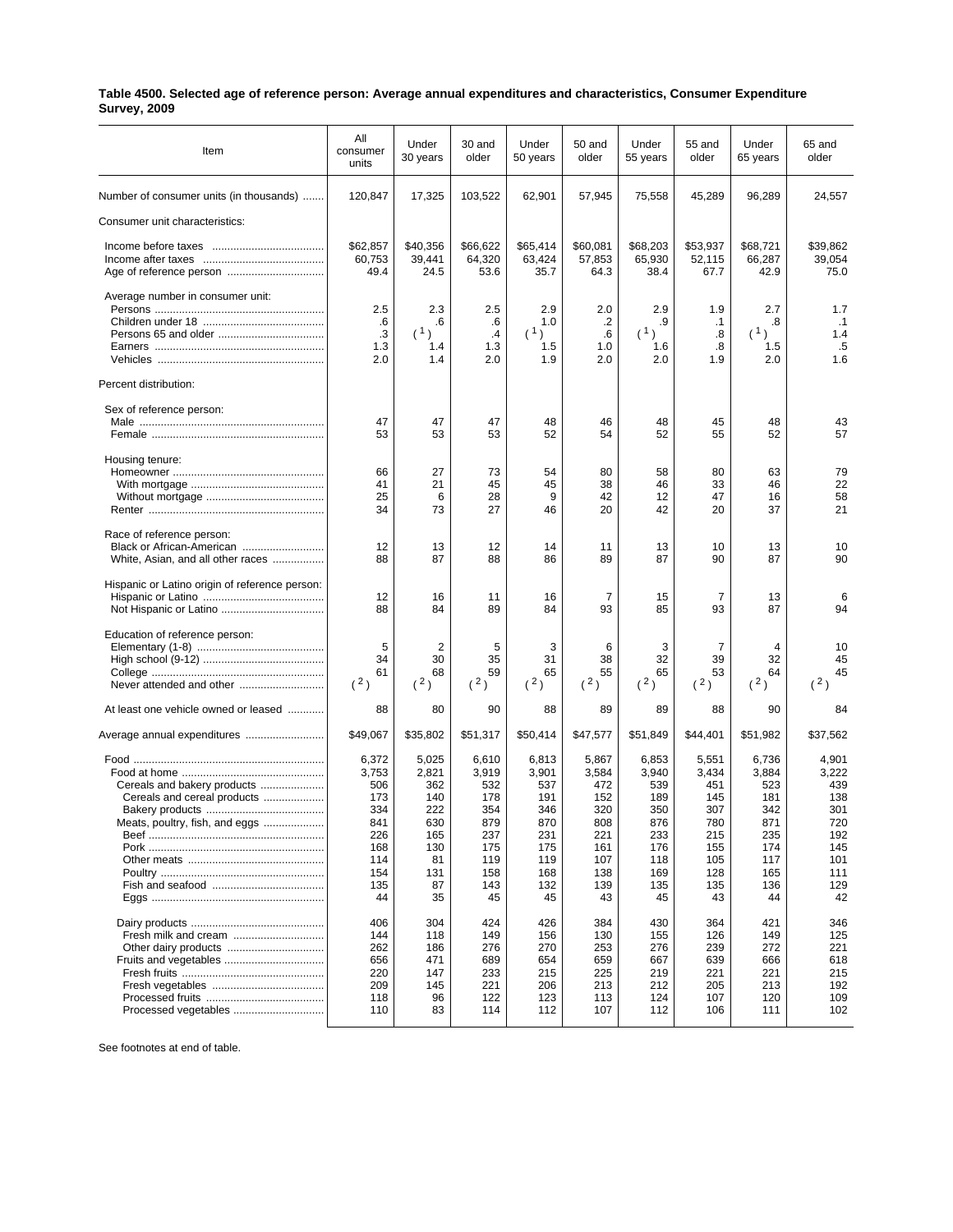**Table 4500. Selected age of reference person: Average annual expenditures and characteristics, Consumer Expenditure Survey, 2009**

| Item | All consumer units | Under 30 years | 30 and older | Under 50 years | 50 and older | Under 55 years | 55 and older | Under 65 years | 65 and older |
|---|---|---|---|---|---|---|---|---|---|
| Number of consumer units (in thousands) | 120,847 | 17,325 | 103,522 | 62,901 | 57,945 | 75,558 | 45,289 | 96,289 | 24,557 |
| Consumer unit characteristics: | | | | | | | | | |
| Income before taxes | $62,857 | $40,356 | $66,622 | $65,414 | $60,081 | $68,203 | $53,937 | $68,721 | $39,862 |
| Income after taxes | 60,753 | 39,441 | 64,320 | 63,424 | 57,853 | 65,930 | 52,115 | 66,287 | 39,054 |
| Age of reference person | 49.4 | 24.5 | 53.6 | 35.7 | 64.3 | 38.4 | 67.7 | 42.9 | 75.0 |
| Average number in consumer unit: | | | | | | | | | |
| Persons | 2.5 | 2.3 | 2.5 | 2.9 | 2.0 | 2.9 | 1.9 | 2.7 | 1.7 |
| Children under 18 | .6 | .6 | .6 | 1.0 | .2 | .9 | .1 | .8 | .1 |
| Persons 65 and older | .3 | ([1]) | .4 | ([1]) | .6 | ([1]) | .8 | ([1]) | 1.4 |
| Earners | 1.3 | 1.4 | 1.3 | 1.5 | 1.0 | 1.6 | .8 | 1.5 | .5 |
| Vehicles | 2.0 | 1.4 | 2.0 | 1.9 | 2.0 | 2.0 | 1.9 | 2.0 | 1.6 |
| Percent distribution: | | | | | | | | | |
| Sex of reference person: | | | | | | | | | |
| Male | 47 | 47 | 47 | 48 | 46 | 48 | 45 | 48 | 43 |
| Female | 53 | 53 | 53 | 52 | 54 | 52 | 55 | 52 | 57 |
| Housing tenure: | | | | | | | | | |
| Homeowner | 66 | 27 | 73 | 54 | 80 | 58 | 80 | 63 | 79 |
| With mortgage | 41 | 21 | 45 | 45 | 38 | 46 | 33 | 46 | 22 |
| Without mortgage | 25 | 6 | 28 | 9 | 42 | 12 | 47 | 16 | 58 |
| Renter | 34 | 73 | 27 | 46 | 20 | 42 | 20 | 37 | 21 |
| Race of reference person: | | | | | | | | | |
| Black or African-American | 12 | 13 | 12 | 14 | 11 | 13 | 10 | 13 | 10 |
| White, Asian, and all other races | 88 | 87 | 88 | 86 | 89 | 87 | 90 | 87 | 90 |
| Hispanic or Latino origin of reference person: | | | | | | | | | |
| Hispanic or Latino | 12 | 16 | 11 | 16 | 7 | 15 | 7 | 13 | 6 |
| Not Hispanic or Latino | 88 | 84 | 89 | 84 | 93 | 85 | 93 | 87 | 94 |
| Education of reference person: | | | | | | | | | |
| Elementary (1-8) | 5 | 2 | 5 | 3 | 6 | 3 | 7 | 4 | 10 |
| High school (9-12) | 34 | 30 | 35 | 31 | 38 | 32 | 39 | 32 | 45 |
| College | 61 | 68 | 59 | 65 | 55 | 65 | 53 | 64 | 45 |
| Never attended and other | ([2]) | ([2]) | ([2]) | ([2]) | ([2]) | ([2]) | ([2]) | ([2]) | ([2]) |
| At least one vehicle owned or leased | 88 | 80 | 90 | 88 | 89 | 89 | 88 | 90 | 84 |
| Average annual expenditures | $49,067 | $35,802 | $51,317 | $50,414 | $47,577 | $51,849 | $44,401 | $51,982 | $37,562 |
| Food | 6,372 | 5,025 | 6,610 | 6,813 | 5,867 | 6,853 | 5,551 | 6,736 | 4,901 |
| Food at home | 3,753 | 2,821 | 3,919 | 3,901 | 3,584 | 3,940 | 3,434 | 3,884 | 3,222 |
| Cereals and bakery products | 506 | 362 | 532 | 537 | 472 | 539 | 451 | 523 | 439 |
| Cereals and cereal products | 173 | 140 | 178 | 191 | 152 | 189 | 145 | 181 | 138 |
| Bakery products | 334 | 222 | 354 | 346 | 320 | 350 | 307 | 342 | 301 |
| Meats, poultry, fish, and eggs | 841 | 630 | 879 | 870 | 808 | 876 | 780 | 871 | 720 |
| Beef | 226 | 165 | 237 | 231 | 221 | 233 | 215 | 235 | 192 |
| Pork | 168 | 130 | 175 | 175 | 161 | 176 | 155 | 174 | 145 |
| Other meats | 114 | 81 | 119 | 119 | 107 | 118 | 105 | 117 | 101 |
| Poultry | 154 | 131 | 158 | 168 | 138 | 169 | 128 | 165 | 111 |
| Fish and seafood | 135 | 87 | 143 | 132 | 139 | 135 | 135 | 136 | 129 |
| Eggs | 44 | 35 | 45 | 45 | 43 | 45 | 43 | 44 | 42 |
| Dairy products | 406 | 304 | 424 | 426 | 384 | 430 | 364 | 421 | 346 |
| Fresh milk and cream | 144 | 118 | 149 | 156 | 130 | 155 | 126 | 149 | 125 |
| Other dairy products | 262 | 186 | 276 | 270 | 253 | 276 | 239 | 272 | 221 |
| Fruits and vegetables | 656 | 471 | 689 | 654 | 659 | 667 | 639 | 666 | 618 |
| Fresh fruits | 220 | 147 | 233 | 215 | 225 | 219 | 221 | 221 | 215 |
| Fresh vegetables | 209 | 145 | 221 | 206 | 213 | 212 | 205 | 213 | 192 |
| Processed fruits | 118 | 96 | 122 | 123 | 113 | 124 | 107 | 120 | 109 |
| Processed vegetables | 110 | 83 | 114 | 112 | 107 | 112 | 106 | 111 | 102 |

See footnotes at end of table.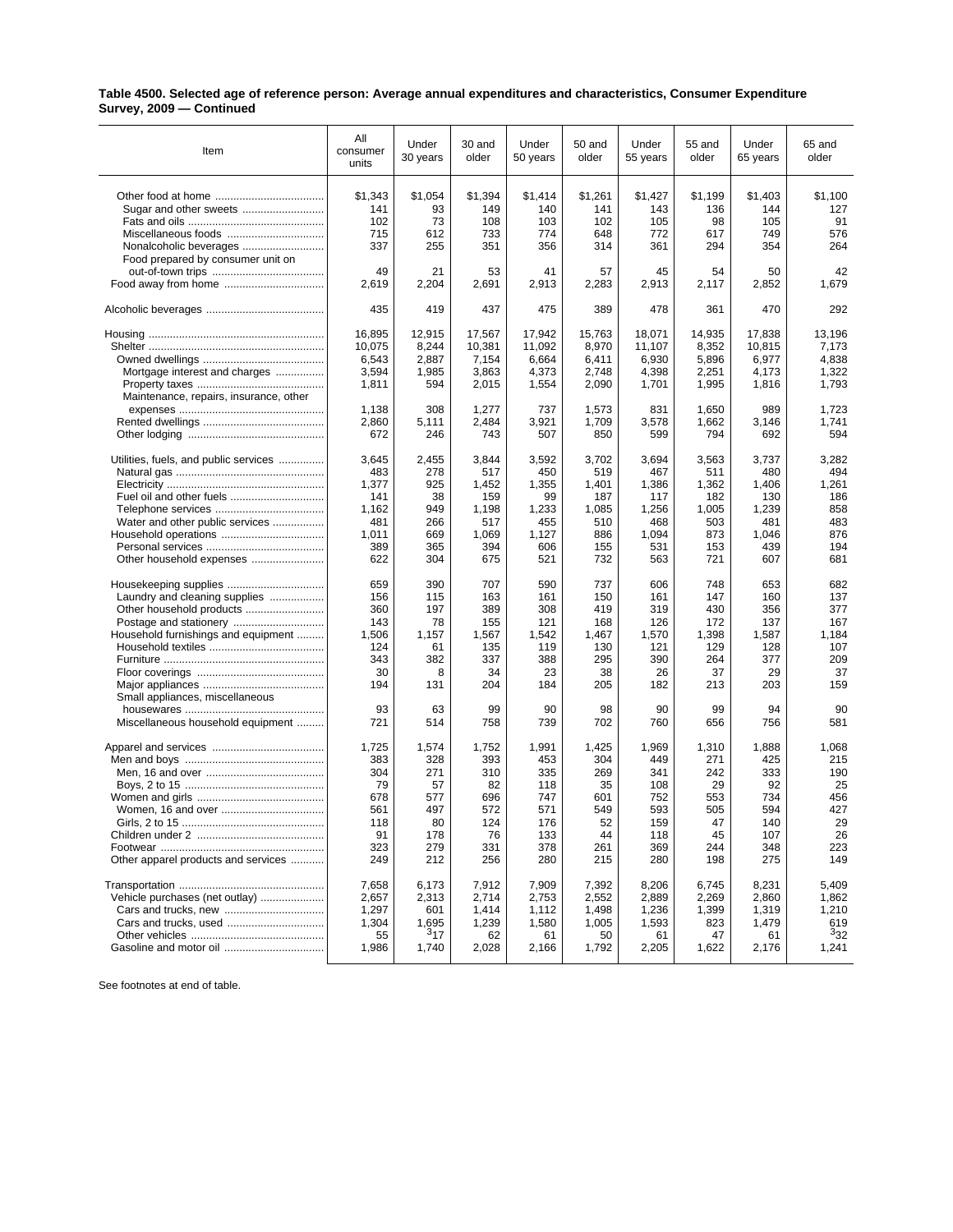**Table 4500. Selected age of reference person: Average annual expenditures and characteristics, Consumer Expenditure Survey, 2009 — Continued**

| Item | All consumer units | Under 30 years | 30 and older | Under 50 years | 50 and older | Under 55 years | 55 and older | Under 65 years | 65 and older |
|---|---|---|---|---|---|---|---|---|---|
| Other food at home | $1,343 | $1,054 | $1,394 | $1,414 | $1,261 | $1,427 | $1,199 | $1,403 | $1,100 |
| Sugar and other sweets | 141 | 93 | 149 | 140 | 141 | 143 | 136 | 144 | 127 |
| Fats and oils | 102 | 73 | 108 | 103 | 102 | 105 | 98 | 105 | 91 |
| Miscellaneous foods | 715 | 612 | 733 | 774 | 648 | 772 | 617 | 749 | 576 |
| Nonalcoholic beverages | 337 | 255 | 351 | 356 | 314 | 361 | 294 | 354 | 264 |
| Food prepared by consumer unit on out-of-town trips | 49 | 21 | 53 | 41 | 57 | 45 | 54 | 50 | 42 |
| Food away from home | 2,619 | 2,204 | 2,691 | 2,913 | 2,283 | 2,913 | 2,117 | 2,852 | 1,679 |
| | | | | | | | | | |
| Alcoholic beverages | 435 | 419 | 437 | 475 | 389 | 478 | 361 | 470 | 292 |
| | | | | | | | | | |
| Housing | 16,895 | 12,915 | 17,567 | 17,942 | 15,763 | 18,071 | 14,935 | 17,838 | 13,196 |
| Shelter | 10,075 | 8,244 | 10,381 | 11,092 | 8,970 | 11,107 | 8,352 | 10,815 | 7,173 |
| Owned dwellings | 6,543 | 2,887 | 7,154 | 6,664 | 6,411 | 6,930 | 5,896 | 6,977 | 4,838 |
| Mortgage interest and charges | 3,594 | 1,985 | 3,863 | 4,373 | 2,748 | 4,398 | 2,251 | 4,173 | 1,322 |
| Property taxes | 1,811 | 594 | 2,015 | 1,554 | 2,090 | 1,701 | 1,995 | 1,816 | 1,793 |
| Maintenance, repairs, insurance, other expenses | 1,138 | 308 | 1,277 | 737 | 1,573 | 831 | 1,650 | 989 | 1,723 |
| Rented dwellings | 2,860 | 5,111 | 2,484 | 3,921 | 1,709 | 3,578 | 1,662 | 3,146 | 1,741 |
| Other lodging | 672 | 246 | 743 | 507 | 850 | 599 | 794 | 692 | 594 |
| | | | | | | | | | |
| Utilities, fuels, and public services | 3,645 | 2,455 | 3,844 | 3,592 | 3,702 | 3,694 | 3,563 | 3,737 | 3,282 |
| Natural gas | 483 | 278 | 517 | 450 | 519 | 467 | 511 | 480 | 494 |
| Electricity | 1,377 | 925 | 1,452 | 1,355 | 1,401 | 1,386 | 1,362 | 1,406 | 1,261 |
| Fuel oil and other fuels | 141 | 38 | 159 | 99 | 187 | 117 | 182 | 130 | 186 |
| Telephone services | 1,162 | 949 | 1,198 | 1,233 | 1,085 | 1,256 | 1,005 | 1,239 | 858 |
| Water and other public services | 481 | 266 | 517 | 455 | 510 | 468 | 503 | 481 | 483 |
| Household operations | 1,011 | 669 | 1,069 | 1,127 | 886 | 1,094 | 873 | 1,046 | 876 |
| Personal services | 389 | 365 | 394 | 606 | 155 | 531 | 153 | 439 | 194 |
| Other household expenses | 622 | 304 | 675 | 521 | 732 | 563 | 721 | 607 | 681 |
| | | | | | | | | | |
| Housekeeping supplies | 659 | 390 | 707 | 590 | 737 | 606 | 748 | 653 | 682 |
| Laundry and cleaning supplies | 156 | 115 | 163 | 161 | 150 | 161 | 147 | 160 | 137 |
| Other household products | 360 | 197 | 389 | 308 | 419 | 319 | 430 | 356 | 377 |
| Postage and stationery | 143 | 78 | 155 | 121 | 168 | 126 | 172 | 137 | 167 |
| Household furnishings and equipment | 1,506 | 1,157 | 1,567 | 1,542 | 1,467 | 1,570 | 1,398 | 1,587 | 1,184 |
| Household textiles | 124 | 61 | 135 | 119 | 130 | 121 | 129 | 128 | 107 |
| Furniture | 343 | 382 | 337 | 388 | 295 | 390 | 264 | 377 | 209 |
| Floor coverings | 30 | 8 | 34 | 23 | 38 | 26 | 37 | 29 | 37 |
| Major appliances | 194 | 131 | 204 | 184 | 205 | 182 | 213 | 203 | 159 |
| Small appliances, miscellaneous housewares | 93 | 63 | 99 | 90 | 98 | 90 | 99 | 94 | 90 |
| Miscellaneous household equipment | 721 | 514 | 758 | 739 | 702 | 760 | 656 | 756 | 581 |
| | | | | | | | | | |
| Apparel and services | 1,725 | 1,574 | 1,752 | 1,991 | 1,425 | 1,969 | 1,310 | 1,888 | 1,068 |
| Men and boys | 383 | 328 | 393 | 453 | 304 | 449 | 271 | 425 | 215 |
| Men, 16 and over | 304 | 271 | 310 | 335 | 269 | 341 | 242 | 333 | 190 |
| Boys, 2 to 15 | 79 | 57 | 82 | 118 | 35 | 108 | 29 | 92 | 25 |
| Women and girls | 678 | 577 | 696 | 747 | 601 | 752 | 553 | 734 | 456 |
| Women, 16 and over | 561 | 497 | 572 | 571 | 549 | 593 | 505 | 594 | 427 |
| Girls, 2 to 15 | 118 | 80 | 124 | 176 | 52 | 159 | 47 | 140 | 29 |
| Children under 2 | 91 | 178 | 76 | 133 | 44 | 118 | 45 | 107 | 26 |
| Footwear | 323 | 279 | 331 | 378 | 261 | 369 | 244 | 348 | 223 |
| Other apparel products and services | 249 | 212 | 256 | 280 | 215 | 280 | 198 | 275 | 149 |
| | | | | | | | | | |
| Transportation | 7,658 | 6,173 | 7,912 | 7,909 | 7,392 | 8,206 | 6,745 | 8,231 | 5,409 |
| Vehicle purchases (net outlay) | 2,657 | 2,313 | 2,714 | 2,753 | 2,552 | 2,889 | 2,269 | 2,860 | 1,862 |
| Cars and trucks, new | 1,297 | 601 | 1,414 | 1,112 | 1,498 | 1,236 | 1,399 | 1,319 | 1,210 |
| Cars and trucks, used | 1,304 | 1,695 | 1,239 | 1,580 | 1,005 | 1,593 | 823 | 1,479 | 619 |
| Other vehicles | 55 | [3]17 | 62 | 61 | 50 | 61 | 47 | 61 | [3]32 |
| Gasoline and motor oil | 1,986 | 1,740 | 2,028 | 2,166 | 1,792 | 2,205 | 1,622 | 2,176 | 1,241 |

See footnotes at end of table.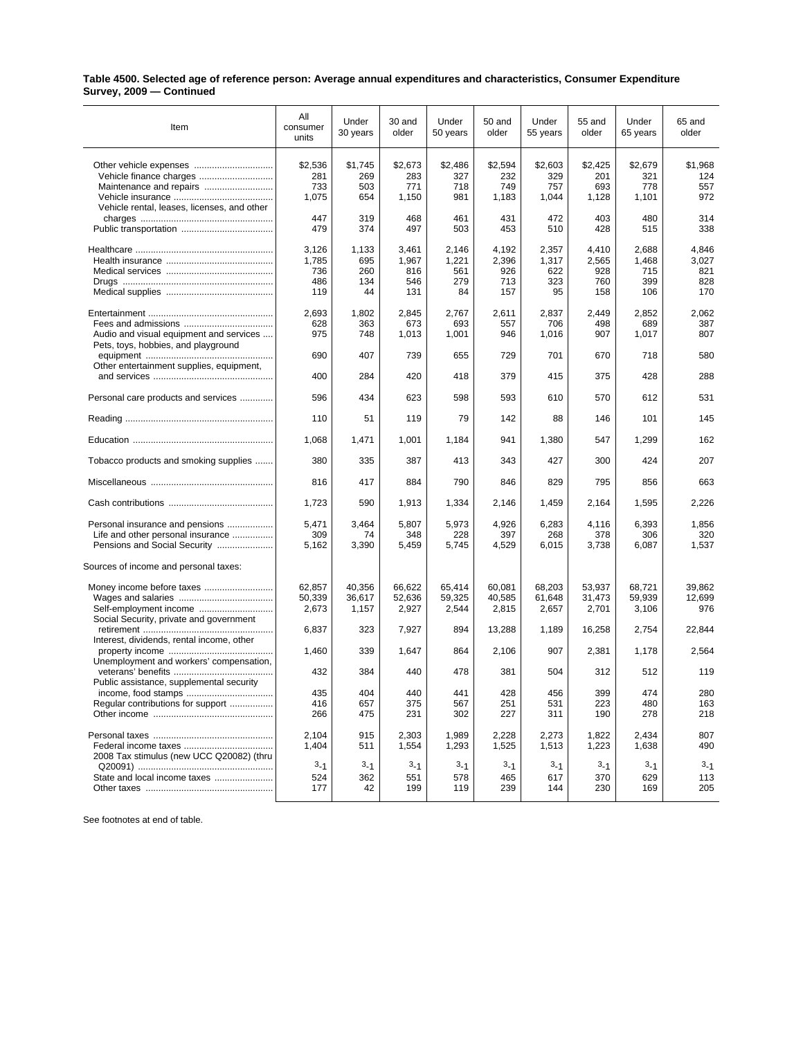**Table 4500. Selected age of reference person: Average annual expenditures and characteristics, Consumer Expenditure Survey, 2009 — Continued**

| Item | All consumer units | Under 30 years | 30 and older | Under 50 years | 50 and older | Under 55 years | 55 and older | Under 65 years | 65 and older |
|---|---|---|---|---|---|---|---|---|---|
| Other vehicle expenses | $2,536 | $1,745 | $2,673 | $2,486 | $2,594 | $2,603 | $2,425 | $2,679 | $1,968 |
| Vehicle finance charges | 281 | 269 | 283 | 327 | 232 | 329 | 201 | 321 | 124 |
| Maintenance and repairs | 733 | 503 | 771 | 718 | 749 | 757 | 693 | 778 | 557 |
| Vehicle insurance | 1,075 | 654 | 1,150 | 981 | 1,183 | 1,044 | 1,128 | 1,101 | 972 |
| Vehicle rental, leases, licenses, and other charges | 447 | 319 | 468 | 461 | 431 | 472 | 403 | 480 | 314 |
| Public transportation | 479 | 374 | 497 | 503 | 453 | 510 | 428 | 515 | 338 |
| Healthcare | 3,126 | 1,133 | 3,461 | 2,146 | 4,192 | 2,357 | 4,410 | 2,688 | 4,846 |
| Health insurance | 1,785 | 695 | 1,967 | 1,221 | 2,396 | 1,317 | 2,565 | 1,468 | 3,027 |
| Medical services | 736 | 260 | 816 | 561 | 926 | 622 | 928 | 715 | 821 |
| Drugs | 486 | 134 | 546 | 279 | 713 | 323 | 760 | 399 | 828 |
| Medical supplies | 119 | 44 | 131 | 84 | 157 | 95 | 158 | 106 | 170 |
| Entertainment | 2,693 | 1,802 | 2,845 | 2,767 | 2,611 | 2,837 | 2,449 | 2,852 | 2,062 |
| Fees and admissions | 628 | 363 | 673 | 693 | 557 | 706 | 498 | 689 | 387 |
| Audio and visual equipment and services | 975 | 748 | 1,013 | 1,001 | 946 | 1,016 | 907 | 1,017 | 807 |
| Pets, toys, hobbies, and playground equipment | 690 | 407 | 739 | 655 | 729 | 701 | 670 | 718 | 580 |
| Other entertainment supplies, equipment, and services | 400 | 284 | 420 | 418 | 379 | 415 | 375 | 428 | 288 |
| Personal care products and services | 596 | 434 | 623 | 598 | 593 | 610 | 570 | 612 | 531 |
| Reading | 110 | 51 | 119 | 79 | 142 | 88 | 146 | 101 | 145 |
| Education | 1,068 | 1,471 | 1,001 | 1,184 | 941 | 1,380 | 547 | 1,299 | 162 |
| Tobacco products and smoking supplies | 380 | 335 | 387 | 413 | 343 | 427 | 300 | 424 | 207 |
| Miscellaneous | 816 | 417 | 884 | 790 | 846 | 829 | 795 | 856 | 663 |
| Cash contributions | 1,723 | 590 | 1,913 | 1,334 | 2,146 | 1,459 | 2,164 | 1,595 | 2,226 |
| Personal insurance and pensions | 5,471 | 3,464 | 5,807 | 5,973 | 4,926 | 6,283 | 4,116 | 6,393 | 1,856 |
| Life and other personal insurance | 309 | 74 | 348 | 228 | 397 | 268 | 378 | 306 | 320 |
| Pensions and Social Security | 5,162 | 3,390 | 5,459 | 5,745 | 4,529 | 6,015 | 3,738 | 6,087 | 1,537 |
| **Sources of income and personal taxes:** | | | | | | | | | |
| Money income before taxes | 62,857 | 40,356 | 66,622 | 65,414 | 60,081 | 68,203 | 53,937 | 68,721 | 39,862 |
| Wages and salaries | 50,339 | 36,617 | 52,636 | 59,325 | 40,585 | 61,648 | 31,473 | 59,939 | 12,699 |
| Self-employment income | 2,673 | 1,157 | 2,927 | 2,544 | 2,815 | 2,657 | 2,701 | 3,106 | 976 |
| Social Security, private and government retirement | 6,837 | 323 | 7,927 | 894 | 13,288 | 1,189 | 16,258 | 2,754 | 22,844 |
| Interest, dividends, rental income, other property income | 1,460 | 339 | 1,647 | 864 | 2,106 | 907 | 2,381 | 1,178 | 2,564 |
| Unemployment and workers' compensation, veterans' benefits | 432 | 384 | 440 | 478 | 381 | 504 | 312 | 512 | 119 |
| Public assistance, supplemental security income, food stamps | 435 | 404 | 440 | 441 | 428 | 456 | 399 | 474 | 280 |
| Regular contributions for support | 416 | 657 | 375 | 567 | 251 | 531 | 223 | 480 | 163 |
| Other income | 266 | 475 | 231 | 302 | 227 | 311 | 190 | 278 | 218 |
| Personal taxes | 2,104 | 915 | 2,303 | 1,989 | 2,228 | 2,273 | 1,822 | 2,434 | 807 |
| Federal income taxes | 1,404 | 511 | 1,554 | 1,293 | 1,525 | 1,513 | 1,223 | 1,638 | 490 |
| 2008 Tax stimulus (new UCC Q20082) (thru Q20091) | [3]-1 | [3]-1 | [3]-1 | [3]-1 | [3]-1 | [3]-1 | [3]-1 | [3]-1 | [3]-1 |
| State and local income taxes | 524 | 362 | 551 | 578 | 465 | 617 | 370 | 629 | 113 |
| Other taxes | 177 | 42 | 199 | 119 | 239 | 144 | 230 | 169 | 205 |

See footnotes at end of table.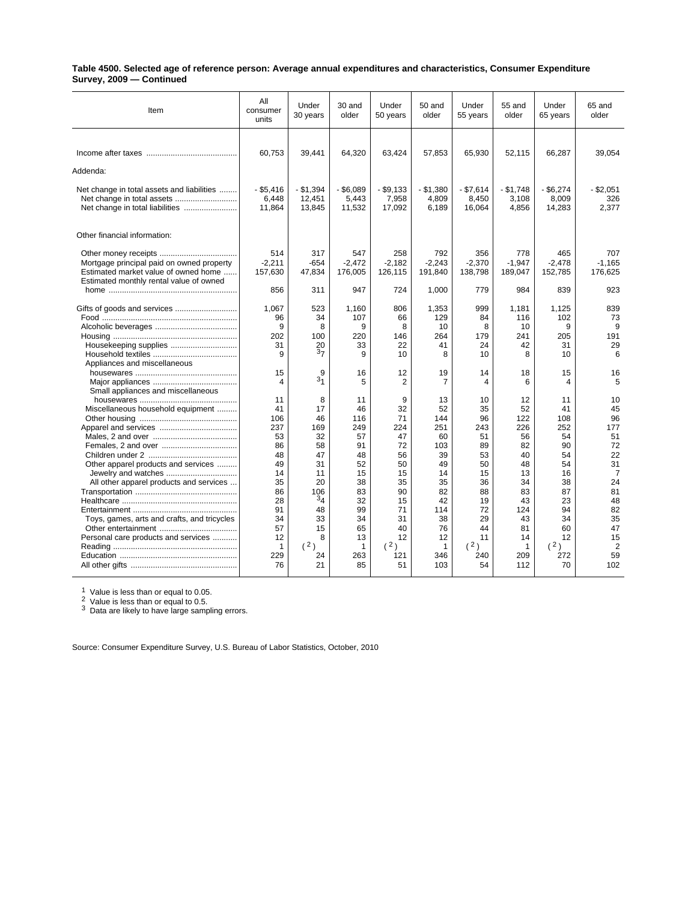**Table 4500. Selected age of reference person: Average annual expenditures and characteristics, Consumer Expenditure Survey, 2009 — Continued**

| Item | All consumer units | Under 30 years | 30 and older | Under 50 years | 50 and older | Under 55 years | 55 and older | Under 65 years | 65 and older |
|---|---|---|---|---|---|---|---|---|---|
| Income after taxes | 60,753 | 39,441 | 64,320 | 63,424 | 57,853 | 65,930 | 52,115 | 66,287 | 39,054 |
| Addenda: | | | | | | | | | |
| Net change in total assets and liabilities | - $5,416 | - $1,394 | - $6,089 | - $9,133 | - $1,380 | - $7,614 | - $1,748 | - $6,274 | - $2,051 |
| Net change in total assets | 6,448 | 12,451 | 5,443 | 7,958 | 4,809 | 8,450 | 3,108 | 8,009 | 326 |
| Net change in total liabilities | 11,864 | 13,845 | 11,532 | 17,092 | 6,189 | 16,064 | 4,856 | 14,283 | 2,377 |
| Other financial information: | | | | | | | | | |
| Other money receipts | 514 | 317 | 547 | 258 | 792 | 356 | 778 | 465 | 707 |
| Mortgage principal paid on owned property | -2,211 | -654 | -2,472 | -2,182 | -2,243 | -2,370 | -1,947 | -2,478 | -1,165 |
| Estimated market value of owned home | 157,630 | 47,834 | 176,005 | 126,115 | 191,840 | 138,798 | 189,047 | 152,785 | 176,625 |
| Estimated monthly rental value of owned home | 856 | 311 | 947 | 724 | 1,000 | 779 | 984 | 839 | 923 |
| Gifts of goods and services | 1,067 | 523 | 1,160 | 806 | 1,353 | 999 | 1,181 | 1,125 | 839 |
| Food | 96 | 34 | 107 | 66 | 129 | 84 | 116 | 102 | 73 |
| Alcoholic beverages | 9 | 8 | 9 | 8 | 10 | 8 | 10 | 9 | 9 |
| Housing | 202 | 100 | 220 | 146 | 264 | 179 | 241 | 205 | 191 |
| Housekeeping supplies | 31 | 20 | 33 | 22 | 41 | 24 | 42 | 31 | 29 |
| Household textiles | 9 | [3]7 | 9 | 10 | 8 | 10 | 8 | 10 | 6 |
| Appliances and miscellaneous housewares | 15 | 9 | 16 | 12 | 19 | 14 | 18 | 15 | 16 |
| Major appliances | 4 | [3]1 | 5 | 2 | 7 | 4 | 6 | 4 | 5 |
| Small appliances and miscellaneous housewares | 11 | 8 | 11 | 9 | 13 | 10 | 12 | 11 | 10 |
| Miscellaneous household equipment | 41 | 17 | 46 | 32 | 52 | 35 | 52 | 41 | 45 |
| Other housing | 106 | 46 | 116 | 71 | 144 | 96 | 122 | 108 | 96 |
| Apparel and services | 237 | 169 | 249 | 224 | 251 | 243 | 226 | 252 | 177 |
| Males, 2 and over | 53 | 32 | 57 | 47 | 60 | 51 | 56 | 54 | 51 |
| Females, 2 and over | 86 | 58 | 91 | 72 | 103 | 89 | 82 | 90 | 72 |
| Children under 2 | 48 | 47 | 48 | 56 | 39 | 53 | 40 | 54 | 22 |
| Other apparel products and services | 49 | 31 | 52 | 50 | 49 | 50 | 48 | 54 | 31 |
| Jewelry and watches | 14 | 11 | 15 | 15 | 14 | 15 | 13 | 16 | 7 |
| All other apparel products and services | 35 | 20 | 38 | 35 | 35 | 36 | 34 | 38 | 24 |
| Transportation | 86 | 106 | 83 | 90 | 82 | 88 | 83 | 87 | 81 |
| Healthcare | 28 | [3]4 | 32 | 15 | 42 | 19 | 43 | 23 | 48 |
| Entertainment | 91 | 48 | 99 | 71 | 114 | 72 | 124 | 94 | 82 |
| Toys, games, arts and crafts, and tricycles | 34 | 33 | 34 | 31 | 38 | 29 | 43 | 34 | 35 |
| Other entertainment | 57 | 15 | 65 | 40 | 76 | 44 | 81 | 60 | 47 |
| Personal care products and services | 12 | 8 | 13 | 12 | 12 | 11 | 14 | 12 | 15 |
| Reading | 1 | ( [2] ) | 1 | ( [2] ) | 1 | ( [2] ) | 1 | ( [2] ) | 2 |
| Education | 229 | 24 | 263 | 121 | 346 | 240 | 209 | 272 | 59 |
| All other gifts | 76 | 21 | 85 | 51 | 103 | 54 | 112 | 70 | 102 |

[1] Value is less than or equal to 0.05.
[2] Value is less than or equal to 0.5.
[3] Data are likely to have large sampling errors.

Source: Consumer Expenditure Survey, U.S. Bureau of Labor Statistics, October, 2010